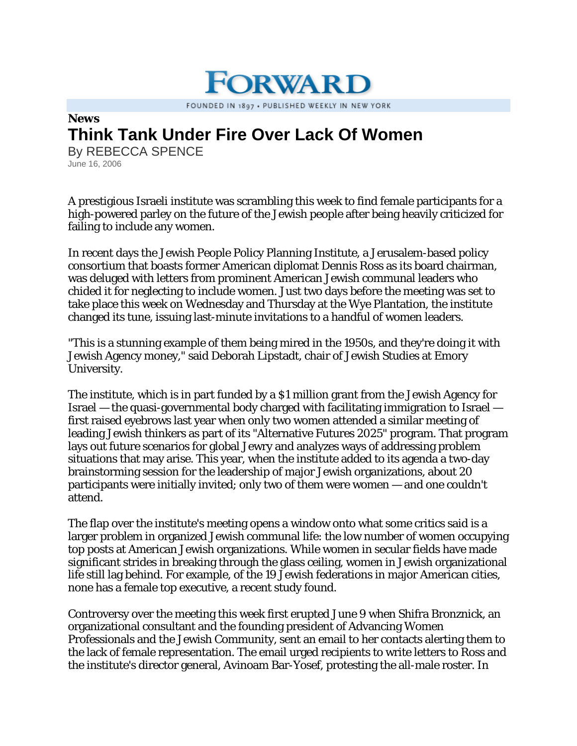# FORWARD

FOUNDED IN 1897 • PUBLISHED WEEKLY IN NEW YORK

**News**

## Think Tank Under Fire Over Lack Of Women

By REBECCA SPENCE

June 16, 2006

A prestigious Israeli institute was scrambling this week to find female participants for a high-powered parley on the future of the Jewish people after being heavily criticized for failing to include any women.

In recent days the Jewish People Policy Planning Institute, a Jerusalem-based policy consortium that boasts former American diplomat Dennis Ross as its board chairman, was deluged with letters from prominent American Jewish communal leaders who chided it for neglecting to include women. Just two days before the meeting was set to take place this week on Wednesday and Thursday at the Wye Plantation, the institute changed its tune, issuing last-minute invitations to a handful of women leaders.

"This is a stunning example of them being mired in the 1950s, and they're doing it with Jewish Agency money," said Deborah Lipstadt, chair of Jewish Studies at Emory University.

The institute, which is in part funded by a $1 million grant from the Jewish Agency for Israel — the quasi-governmental body charged with facilitating immigration to Israel — first raised eyebrows last year when only two women attended a similar meeting of leading Jewish thinkers as part of its "Alternative Futures 2025" program. That program lays out future scenarios for global Jewry and analyzes ways of addressing problem situations that may arise. This year, when the institute added to its agenda a two-day brainstorming session for the leadership of major Jewish organizations, about 20 participants were initially invited; only two of them were women — and one couldn't attend.

The flap over the institute's meeting opens a window onto what some critics said is a larger problem in organized Jewish communal life: the low number of women occupying top posts at American Jewish organizations. While women in secular fields have made significant strides in breaking through the glass ceiling, women in Jewish organizational life still lag behind. For example, of the 19 Jewish federations in major American cities, none has a female top executive, a recent study found.

Controversy over the meeting this week first erupted June 9 when Shifra Bronznick, an organizational consultant and the founding president of Advancing Women Professionals and the Jewish Community, sent an email to her contacts alerting them to the lack of female representation. The email urged recipients to write letters to Ross and the institute's director general, Avinoam Bar-Yosef, protesting the all-male roster. In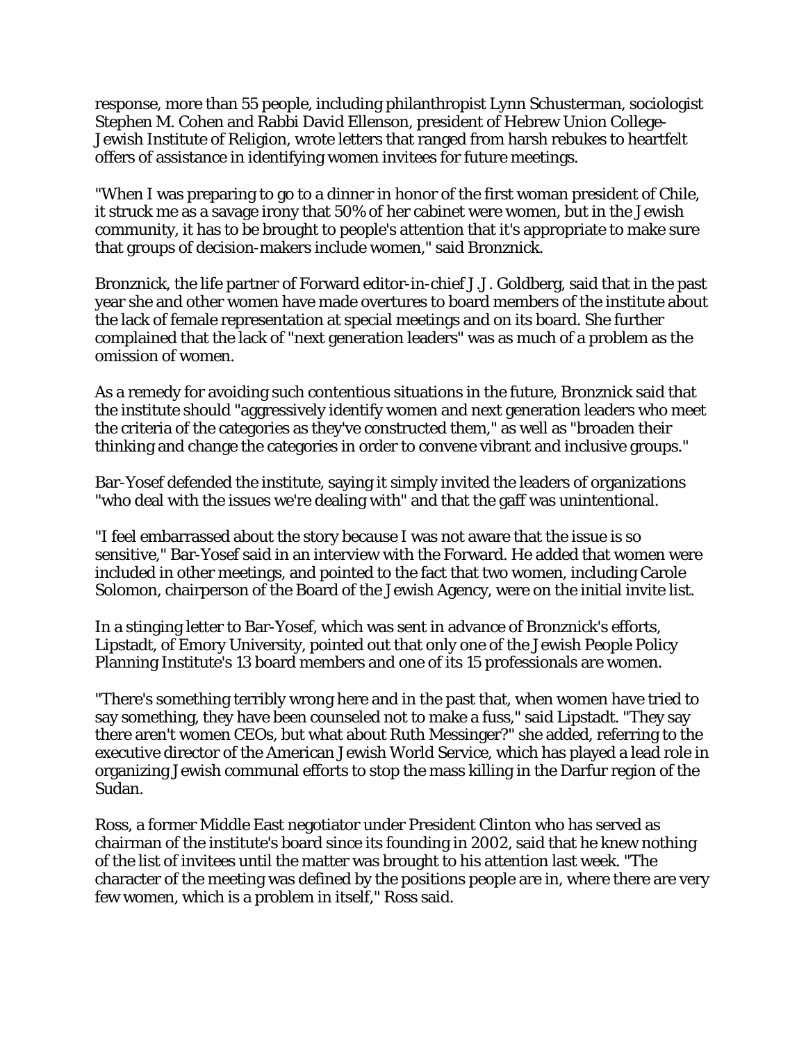response, more than 55 people, including philanthropist Lynn Schusterman, sociologist Stephen M. Cohen and Rabbi David Ellenson, president of Hebrew Union College-Jewish Institute of Religion, wrote letters that ranged from harsh rebukes to heartfelt offers of assistance in identifying women invitees for future meetings.

"When I was preparing to go to a dinner in honor of the first woman president of Chile, it struck me as a savage irony that 50% of her cabinet were women, but in the Jewish community, it has to be brought to people's attention that it's appropriate to make sure that groups of decision-makers include women," said Bronznick.

Bronznick, the life partner of Forward editor-in-chief J.J. Goldberg, said that in the past year she and other women have made overtures to board members of the institute about the lack of female representation at special meetings and on its board. She further complained that the lack of "next generation leaders" was as much of a problem as the omission of women.

As a remedy for avoiding such contentious situations in the future, Bronznick said that the institute should "aggressively identify women and next generation leaders who meet the criteria of the categories as they've constructed them," as well as "broaden their thinking and change the categories in order to convene vibrant and inclusive groups."

Bar-Yosef defended the institute, saying it simply invited the leaders of organizations "who deal with the issues we're dealing with" and that the gaff was unintentional.

"I feel embarrassed about the story because I was not aware that the issue is so sensitive," Bar-Yosef said in an interview with the Forward. He added that women were included in other meetings, and pointed to the fact that two women, including Carole Solomon, chairperson of the Board of the Jewish Agency, were on the initial invite list.

In a stinging letter to Bar-Yosef, which was sent in advance of Bronznick's efforts, Lipstadt, of Emory University, pointed out that only one of the Jewish People Policy Planning Institute's 13 board members and one of its 15 professionals are women.

"There's something terribly wrong here and in the past that, when women have tried to say something, they have been counseled not to make a fuss," said Lipstadt. "They say there aren't women CEOs, but what about Ruth Messinger?" she added, referring to the executive director of the American Jewish World Service, which has played a lead role in organizing Jewish communal efforts to stop the mass killing in the Darfur region of the Sudan.

Ross, a former Middle East negotiator under President Clinton who has served as chairman of the institute's board since its founding in 2002, said that he knew nothing of the list of invitees until the matter was brought to his attention last week. "The character of the meeting was defined by the positions people are in, where there are very few women, which is a problem in itself," Ross said.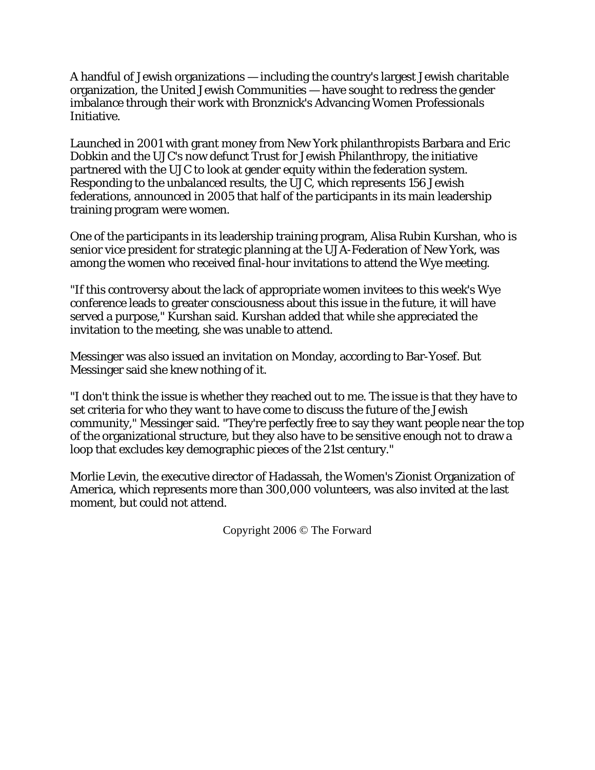A handful of Jewish organizations — including the country's largest Jewish charitable organization, the United Jewish Communities — have sought to redress the gender imbalance through their work with Bronznick's Advancing Women Professionals Initiative.

Launched in 2001 with grant money from New York philanthropists Barbara and Eric Dobkin and the UJC's now defunct Trust for Jewish Philanthropy, the initiative partnered with the UJC to look at gender equity within the federation system. Responding to the unbalanced results, the UJC, which represents 156 Jewish federations, announced in 2005 that half of the participants in its main leadership training program were women.

One of the participants in its leadership training program, Alisa Rubin Kurshan, who is senior vice president for strategic planning at the UJA-Federation of New York, was among the women who received final-hour invitations to attend the Wye meeting.

"If this controversy about the lack of appropriate women invitees to this week's Wye conference leads to greater consciousness about this issue in the future, it will have served a purpose," Kurshan said. Kurshan added that while she appreciated the invitation to the meeting, she was unable to attend.

Messinger was also issued an invitation on Monday, according to Bar-Yosef. But Messinger said she knew nothing of it.

"I don't think the issue is whether they reached out to me. The issue is that they have to set criteria for who they want to have come to discuss the future of the Jewish community," Messinger said. "They're perfectly free to say they want people near the top of the organizational structure, but they also have to be sensitive enough not to draw a loop that excludes key demographic pieces of the 21st century."

Morlie Levin, the executive director of Hadassah, the Women's Zionist Organization of America, which represents more than 300,000 volunteers, was also invited at the last moment, but could not attend.

Copyright 2006 © The Forward